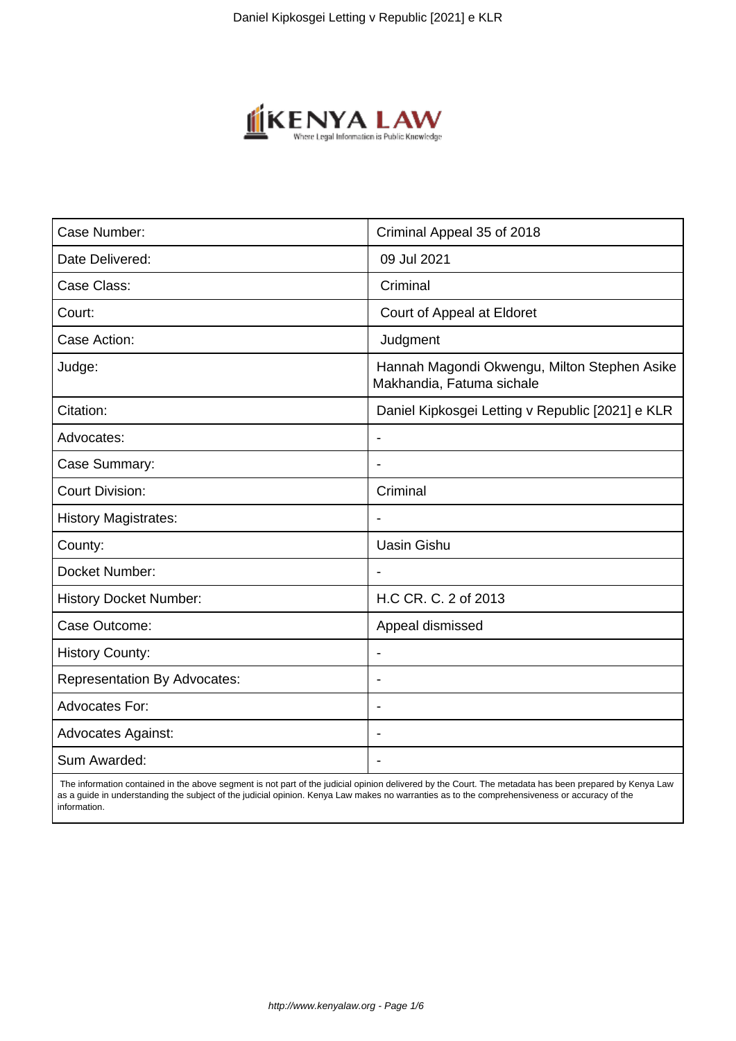| Case Number: | Criminal Appeal 35 of 2018 |
|---|---|
| Date Delivered: | 09 Jul 2021 |
| Case Class: | Criminal |
| Court: | Court of Appeal at Eldoret |
| Case Action: | Judgment |
| Judge: | Hannah Magondi Okwengu, Milton Stephen Asike Makhandia, Fatuma sichale |
| Citation: | Daniel Kipkosgei Letting v Republic [2021] e KLR |
| Advocates: | - |
| Case Summary: | - |
| Court Division: | Criminal |
| History Magistrates: | - |
| County: | Uasin Gishu |
| Docket Number: | - |
| History Docket Number: | H.C CR. C. 2 of 2013 |
| Case Outcome: | Appeal dismissed |
| History County: | - |
| Representation By Advocates: | - |
| Advocates For: | - |
| Advocates Against: | - |
| Sum Awarded: | - |

The information contained in the above segment is not part of the judicial opinion delivered by the Court. The metadata has been prepared by Kenya Law as a guide in understanding the subject of the judicial opinion. Kenya Law makes no warranties as to the comprehensiveness or accuracy of the information.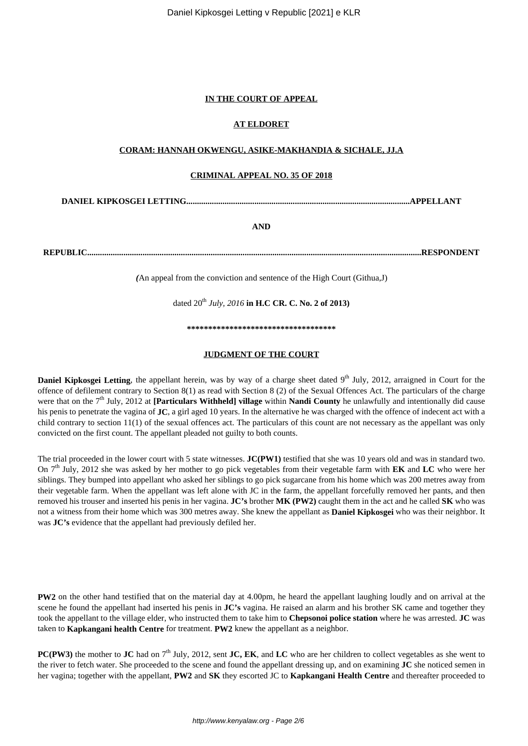**IN THE COURT OF APPEAL**

**AT ELDORET**

**CORAM: HANNAH OKWENGU, ASIKE-MAKHANDIA & SICHALE, JJ.A**

**CRIMINAL APPEAL NO. 35 OF 2018**

**DANIEL KIPKOSGEI LETTING.........................................................................................................APPELLANT**

**AND**

**REPUBLIC..............................................................................................................................................RESPONDENT**

*(*An appeal from the conviction and sentence of the High Court (Githua,J)

dated 20th *July, 2016* **in H.C CR. C. No. 2 of 2013)**

**\*\*\*\*\*\*\*\*\*\*\*\*\*\*\*\*\*\*\*\*\*\*\*\*\*\*\*\*\*\*\*\*\*\*\*\***

**JUDGMENT OF THE COURT**

**Daniel Kipkosgei Letting**, the appellant herein, was by way of a charge sheet dated 9th July, 2012, arraigned in Court for the offence of defilement contrary to Section 8(1) as read with Section 8 (2) of the Sexual Offences Act. The particulars of the charge were that on the 7th July, 2012 at **[Particulars Withheld] village** within **Nandi County** he unlawfully and intentionally did cause his penis to penetrate the vagina of **JC**, a girl aged 10 years. In the alternative he was charged with the offence of indecent act with a child contrary to section 11(1) of the sexual offences act. The particulars of this count are not necessary as the appellant was only convicted on the first count. The appellant pleaded not guilty to both counts.

The trial proceeded in the lower court with 5 state witnesses. **JC(PW1)** testified that she was 10 years old and was in standard two. On 7th July, 2012 she was asked by her mother to go pick vegetables from their vegetable farm with **EK** and **LC** who were her siblings. They bumped into appellant who asked her siblings to go pick sugarcane from his home which was 200 metres away from their vegetable farm. When the appellant was left alone with JC in the farm, the appellant forcefully removed her pants, and then removed his trouser and inserted his penis in her vagina. **JC's** brother **MK (PW2)** caught them in the act and he called **SK** who was not a witness from their home which was 300 metres away. She knew the appellant as **Daniel Kipkosgei** who was their neighbor. It was **JC's** evidence that the appellant had previously defiled her.

**PW2** on the other hand testified that on the material day at 4.00pm, he heard the appellant laughing loudly and on arrival at the scene he found the appellant had inserted his penis in **JC's** vagina. He raised an alarm and his brother SK came and together they took the appellant to the village elder, who instructed them to take him to **Chepsonoi police station** where he was arrested. **JC** was taken to **Kapkangani health Centre** for treatment. **PW2** knew the appellant as a neighbor.

**PC(PW3)** the mother to **JC** had on 7th July, 2012, sent **JC, EK**, and **LC** who are her children to collect vegetables as she went to the river to fetch water. She proceeded to the scene and found the appellant dressing up, and on examining **JC** she noticed semen in her vagina; together with the appellant, **PW2** and **SK** they escorted JC to **Kapkangani Health Centre** and thereafter proceeded to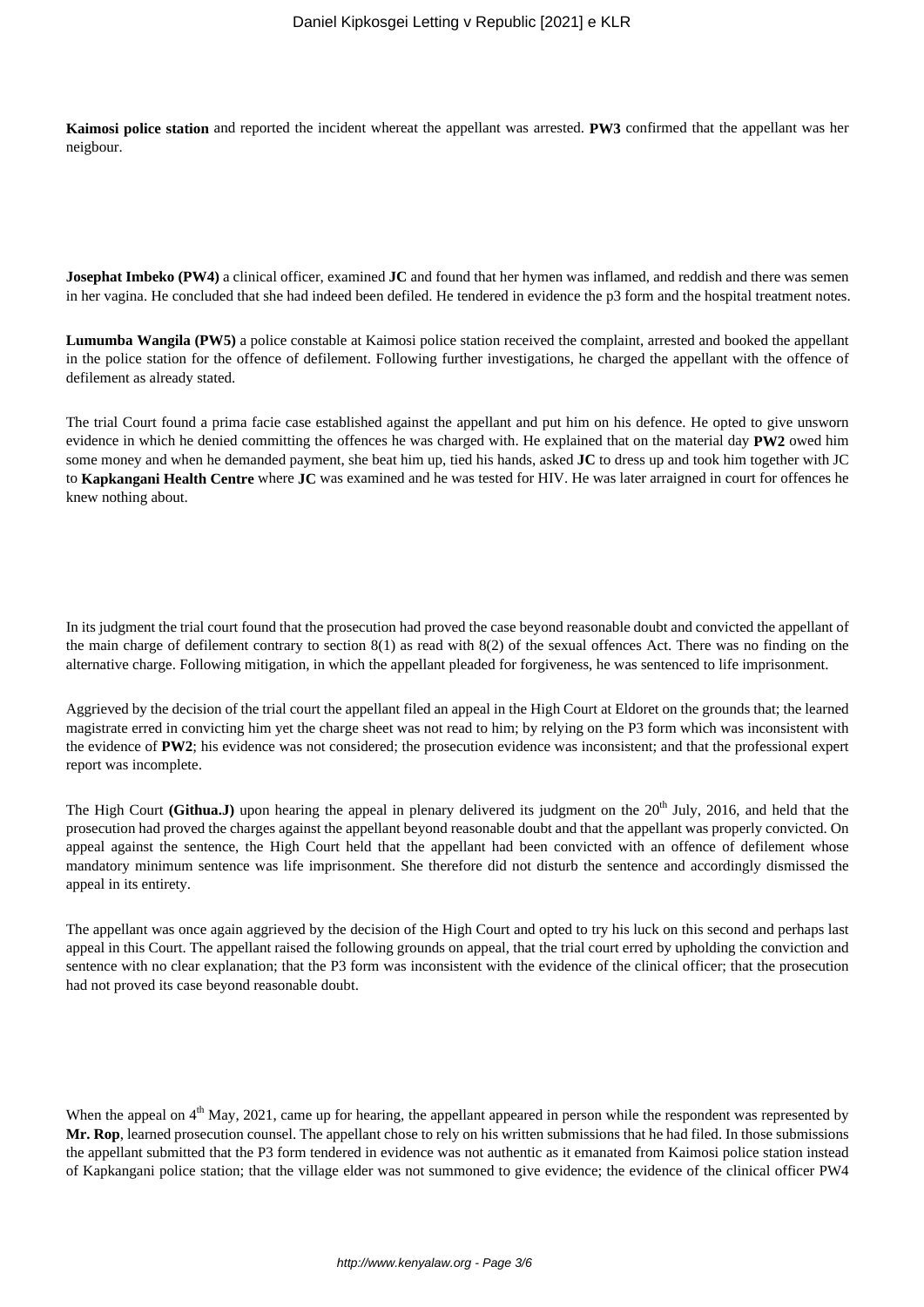**Kaimosi police station** and reported the incident whereat the appellant was arrested. **PW3** confirmed that the appellant was her neigbour.

**Josephat Imbeko (PW4)** a clinical officer, examined **JC** and found that her hymen was inflamed, and reddish and there was semen in her vagina. He concluded that she had indeed been defiled. He tendered in evidence the p3 form and the hospital treatment notes.

**Lumumba Wangila (PW5)** a police constable at Kaimosi police station received the complaint, arrested and booked the appellant in the police station for the offence of defilement. Following further investigations, he charged the appellant with the offence of defilement as already stated.

The trial Court found a prima facie case established against the appellant and put him on his defence. He opted to give unsworn evidence in which he denied committing the offences he was charged with. He explained that on the material day **PW2** owed him some money and when he demanded payment, she beat him up, tied his hands, asked **JC** to dress up and took him together with JC to **Kapkangani Health Centre** where **JC** was examined and he was tested for HIV. He was later arraigned in court for offences he knew nothing about.

In its judgment the trial court found that the prosecution had proved the case beyond reasonable doubt and convicted the appellant of the main charge of defilement contrary to section 8(1) as read with 8(2) of the sexual offences Act. There was no finding on the alternative charge. Following mitigation, in which the appellant pleaded for forgiveness, he was sentenced to life imprisonment.

Aggrieved by the decision of the trial court the appellant filed an appeal in the High Court at Eldoret on the grounds that; the learned magistrate erred in convicting him yet the charge sheet was not read to him; by relying on the P3 form which was inconsistent with the evidence of **PW2**; his evidence was not considered; the prosecution evidence was inconsistent; and that the professional expert report was incomplete.

The High Court **(Githua.J)** upon hearing the appeal in plenary delivered its judgment on the 20th July, 2016, and held that the prosecution had proved the charges against the appellant beyond reasonable doubt and that the appellant was properly convicted. On appeal against the sentence, the High Court held that the appellant had been convicted with an offence of defilement whose mandatory minimum sentence was life imprisonment. She therefore did not disturb the sentence and accordingly dismissed the appeal in its entirety.

The appellant was once again aggrieved by the decision of the High Court and opted to try his luck on this second and perhaps last appeal in this Court. The appellant raised the following grounds on appeal, that the trial court erred by upholding the conviction and sentence with no clear explanation; that the P3 form was inconsistent with the evidence of the clinical officer; that the prosecution had not proved its case beyond reasonable doubt.

When the appeal on 4th May, 2021, came up for hearing, the appellant appeared in person while the respondent was represented by **Mr. Rop**, learned prosecution counsel. The appellant chose to rely on his written submissions that he had filed. In those submissions the appellant submitted that the P3 form tendered in evidence was not authentic as it emanated from Kaimosi police station instead of Kapkangani police station; that the village elder was not summoned to give evidence; the evidence of the clinical officer PW4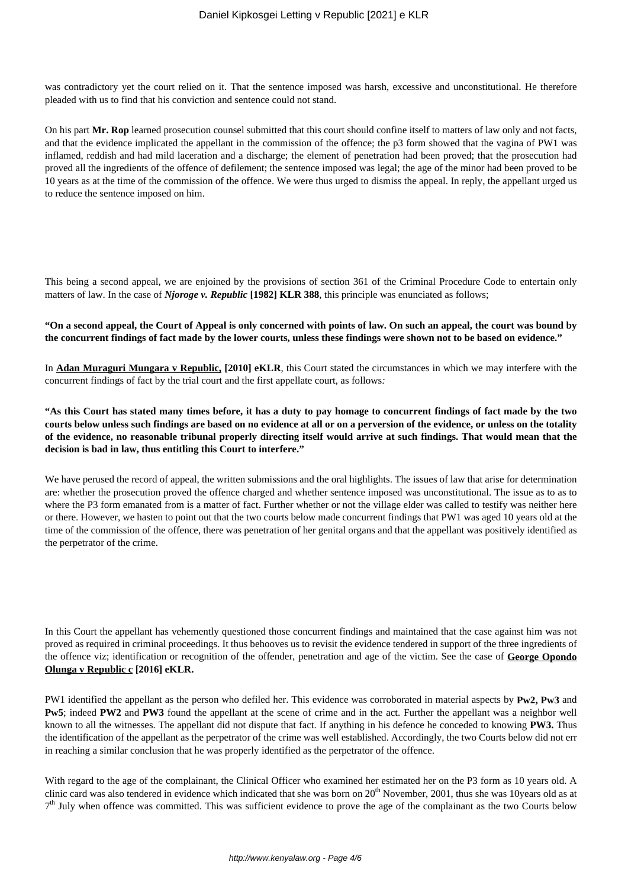was contradictory yet the court relied on it. That the sentence imposed was harsh, excessive and unconstitutional. He therefore pleaded with us to find that his conviction and sentence could not stand.

On his part **Mr. Rop** learned prosecution counsel submitted that this court should confine itself to matters of law only and not facts, and that the evidence implicated the appellant in the commission of the offence; the p3 form showed that the vagina of PW1 was inflamed, reddish and had mild laceration and a discharge; the element of penetration had been proved; that the prosecution had proved all the ingredients of the offence of defilement; the sentence imposed was legal; the age of the minor had been proved to be 10 years as at the time of the commission of the offence. We were thus urged to dismiss the appeal. In reply, the appellant urged us to reduce the sentence imposed on him.

This being a second appeal, we are enjoined by the provisions of section 361 of the Criminal Procedure Code to entertain only matters of law. In the case of ***Njoroge v. Republic* [1982] KLR 388**, this principle was enunciated as follows;

**"On a second appeal, the Court of Appeal is only concerned with points of law. On such an appeal, the court was bound by the concurrent findings of fact made by the lower courts, unless these findings were shown not to be based on evidence."**

In **Adan Muraguri Mungara v Republic, [2010] eKLR**, this Court stated the circumstances in which we may interfere with the concurrent findings of fact by the trial court and the first appellate court, as follows*:*

**"As this Court has stated many times before, it has a duty to pay homage to concurrent findings of fact made by the two courts below unless such findings are based on no evidence at all or on a perversion of the evidence, or unless on the totality of the evidence, no reasonable tribunal properly directing itself would arrive at such findings. That would mean that the decision is bad in law, thus entitling this Court to interfere."**

We have perused the record of appeal, the written submissions and the oral highlights. The issues of law that arise for determination are: whether the prosecution proved the offence charged and whether sentence imposed was unconstitutional. The issue as to as to where the P3 form emanated from is a matter of fact. Further whether or not the village elder was called to testify was neither here or there. However, we hasten to point out that the two courts below made concurrent findings that PW1 was aged 10 years old at the time of the commission of the offence, there was penetration of her genital organs and that the appellant was positively identified as the perpetrator of the crime.

In this Court the appellant has vehemently questioned those concurrent findings and maintained that the case against him was not proved as required in criminal proceedings. It thus behooves us to revisit the evidence tendered in support of the three ingredients of the offence viz; identification or recognition of the offender, penetration and age of the victim. See the case of **George Opondo Olunga v Republic c [2016] eKLR.**

PW1 identified the appellant as the person who defiled her. This evidence was corroborated in material aspects by **Pw2, Pw3** and **Pw5**; indeed **PW2** and **PW3** found the appellant at the scene of crime and in the act. Further the appellant was a neighbor well known to all the witnesses. The appellant did not dispute that fact. If anything in his defence he conceded to knowing **PW3.** Thus the identification of the appellant as the perpetrator of the crime was well established. Accordingly, the two Courts below did not err in reaching a similar conclusion that he was properly identified as the perpetrator of the offence.

With regard to the age of the complainant, the Clinical Officer who examined her estimated her on the P3 form as 10 years old. A clinic card was also tendered in evidence which indicated that she was born on 20th November, 2001, thus she was 10years old as at 7th July when offence was committed. This was sufficient evidence to prove the age of the complainant as the two Courts below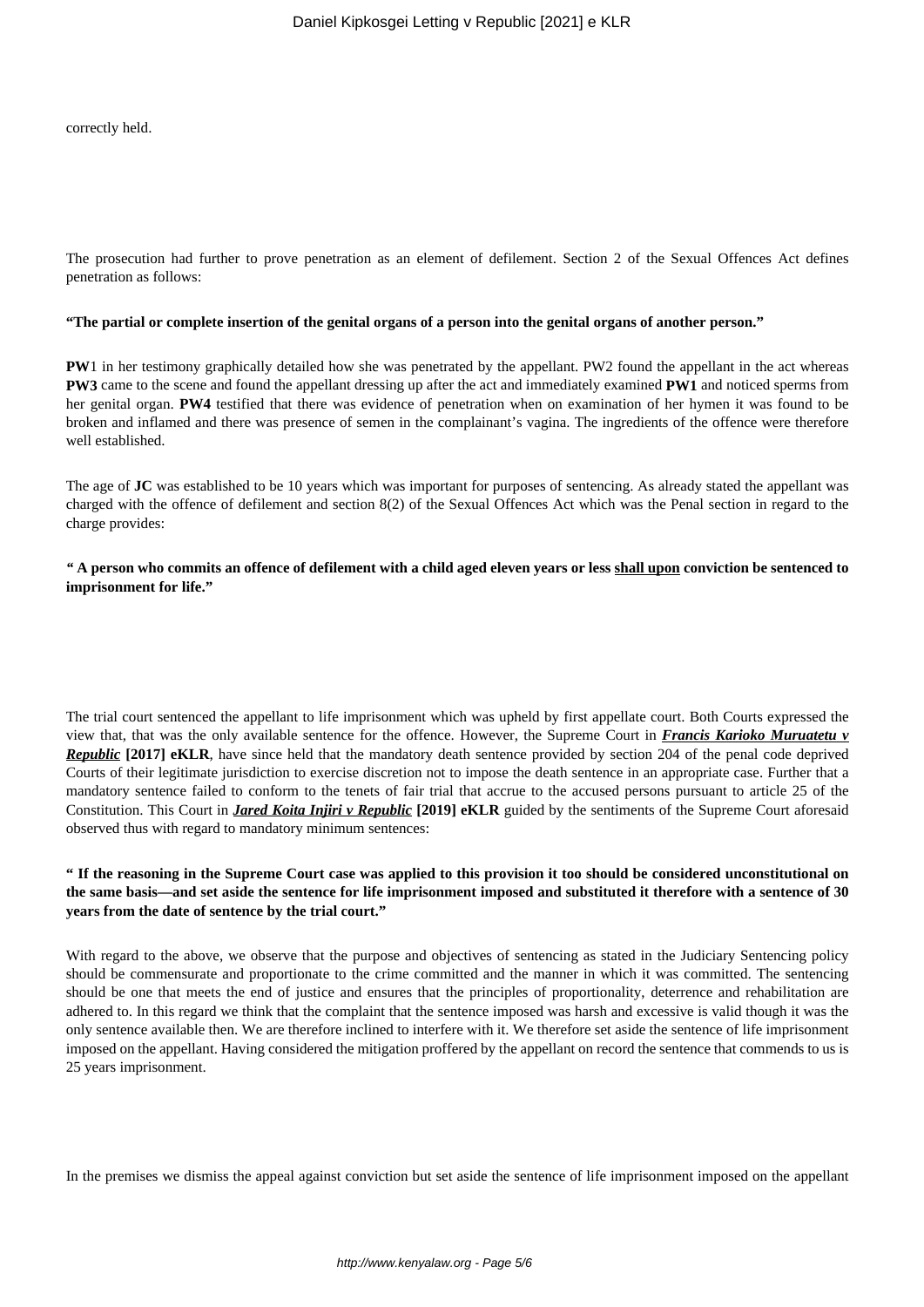correctly held.

The prosecution had further to prove penetration as an element of defilement. Section 2 of the Sexual Offences Act defines penetration as follows:

**"The partial or complete insertion of the genital organs of a person into the genital organs of another person."**

**PW**1 in her testimony graphically detailed how she was penetrated by the appellant. PW2 found the appellant in the act whereas **PW3** came to the scene and found the appellant dressing up after the act and immediately examined **PW1** and noticed sperms from her genital organ. **PW4** testified that there was evidence of penetration when on examination of her hymen it was found to be broken and inflamed and there was presence of semen in the complainant's vagina. The ingredients of the offence were therefore well established.

The age of **JC** was established to be 10 years which was important for purposes of sentencing. As already stated the appellant was charged with the offence of defilement and section 8(2) of the Sexual Offences Act which was the Penal section in regard to the charge provides:

***" A person who commits an offence of defilement with a child aged eleven years or less <u>shall upon</u> conviction be sentenced to imprisonment for life."***

The trial court sentenced the appellant to life imprisonment which was upheld by first appellate court. Both Courts expressed the view that, that was the only available sentence for the offence. However, the Supreme Court in ***Francis Karioko Muruatetu v Republic*** **[2017] eKLR**, have since held that the mandatory death sentence provided by section 204 of the penal code deprived Courts of their legitimate jurisdiction to exercise discretion not to impose the death sentence in an appropriate case. Further that a mandatory sentence failed to conform to the tenets of fair trial that accrue to the accused persons pursuant to article 25 of the Constitution. This Court in ***Jared Koita Injiri v Republic*** **[2019] eKLR** guided by the sentiments of the Supreme Court aforesaid observed thus with regard to mandatory minimum sentences:

**" If the reasoning in the Supreme Court case was applied to this provision it too should be considered unconstitutional on the same basis—and set aside the sentence for life imprisonment imposed and substituted it therefore with a sentence of 30 years from the date of sentence by the trial court."**

With regard to the above, we observe that the purpose and objectives of sentencing as stated in the Judiciary Sentencing policy should be commensurate and proportionate to the crime committed and the manner in which it was committed. The sentencing should be one that meets the end of justice and ensures that the principles of proportionality, deterrence and rehabilitation are adhered to. In this regard we think that the complaint that the sentence imposed was harsh and excessive is valid though it was the only sentence available then. We are therefore inclined to interfere with it. We therefore set aside the sentence of life imprisonment imposed on the appellant. Having considered the mitigation proffered by the appellant on record the sentence that commends to us is 25 years imprisonment.

In the premises we dismiss the appeal against conviction but set aside the sentence of life imprisonment imposed on the appellant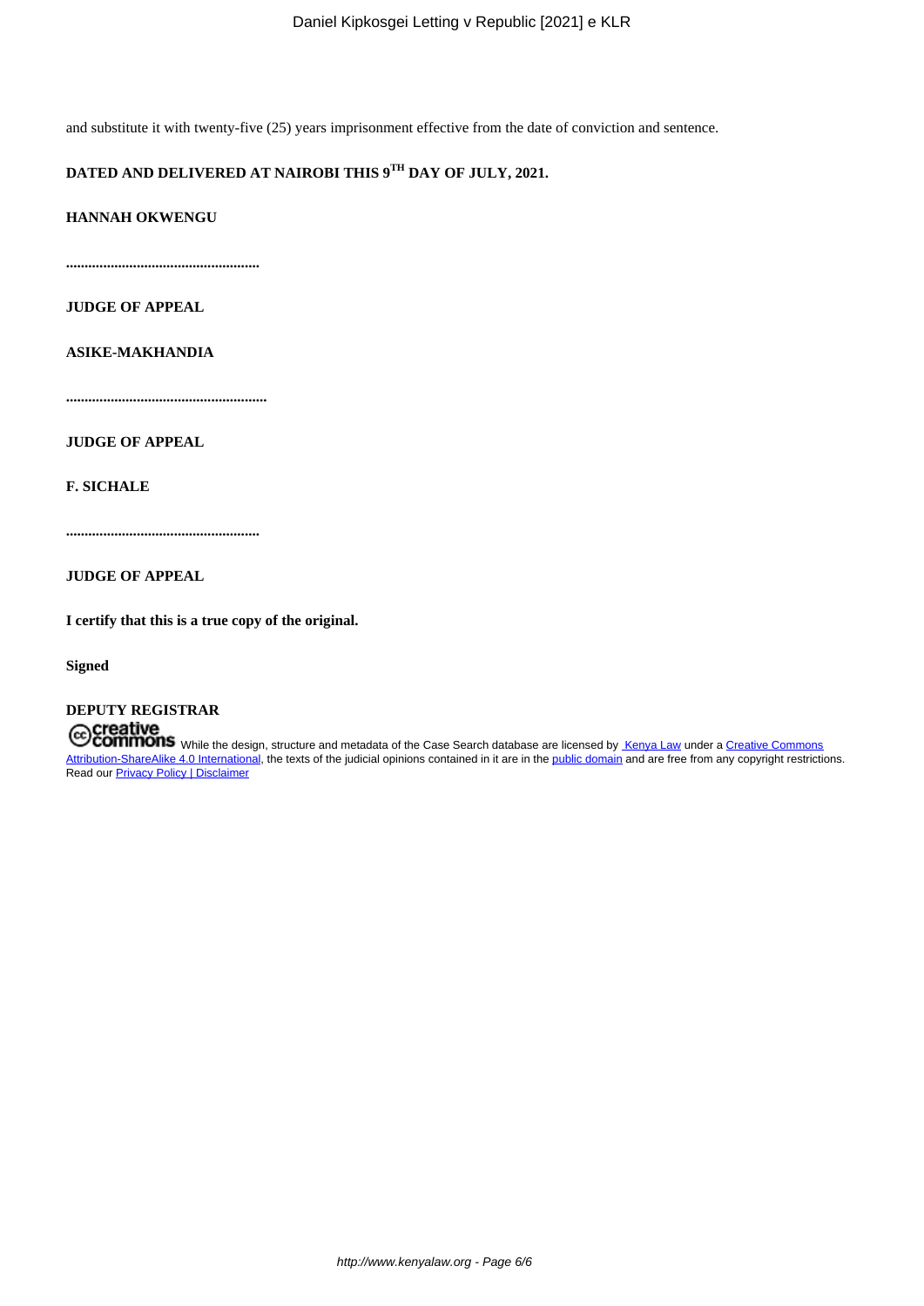and substitute it with twenty-five (25) years imprisonment effective from the date of conviction and sentence.

**DATED AND DELIVERED AT NAIROBI THIS 9TH DAY OF JULY, 2021.**

**HANNAH OKWENGU**

**....................................................**

**JUDGE OF APPEAL**

**ASIKE-MAKHANDIA**

**......................................................**

**JUDGE OF APPEAL**

**F. SICHALE**

**....................................................**

**JUDGE OF APPEAL**

**I certify that this is a true copy of the original.**

**Signed**

**DEPUTY REGISTRAR**

While the design, structure and metadata of the Case Search database are licensed by Kenya Law under a Creative Commons Attribution-ShareAlike 4.0 International, the texts of the judicial opinions contained in it are in the public domain and are free from any copyright restrictions. Read our Privacy Policy | Disclaimer